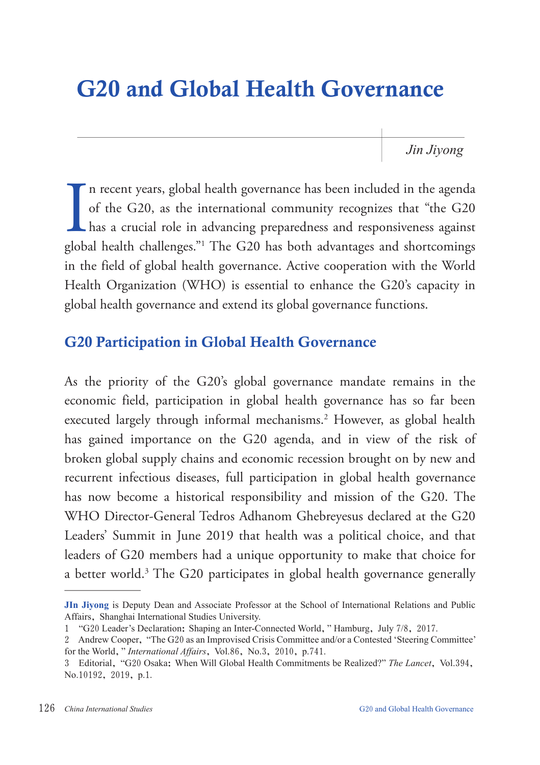# G20 and Global Health Governance

*Jin Jiyong*

In recent years, global health governance has been included in the agenda of the G20, as the international community recognizes that "the G20 has a crucial role in advancing preparedness and responsiveness against global health challenges."[1] The G20 has both advantages and shortcomings in the field of global health governance. Active cooperation with the World Health Organization (WHO) is essential to enhance the G20's capacity in global health governance and extend its global governance functions.

## G20 Participation in Global Health Governance

As the priority of the G20's global governance mandate remains in the economic field, participation in global health governance has so far been executed largely through informal mechanisms.[2] However, as global health has gained importance on the G20 agenda, and in view of the risk of broken global supply chains and economic recession brought on by new and recurrent infectious diseases, full participation in global health governance has now become a historical responsibility and mission of the G20. The WHO Director-General Tedros Adhanom Ghebreyesus declared at the G20 Leaders' Summit in June 2019 that health was a political choice, and that leaders of G20 members had a unique opportunity to make that choice for a better world.[3] The G20 participates in global health governance generally

---

**JIn Jiyong** is Deputy Dean and Associate Professor at the School of International Relations and Public Affairs, Shanghai International Studies University.

1 "G20 Leader's Declaration: Shaping an Inter-Connected World," Hamburg, July 7/8, 2017.

2 Andrew Cooper, "The G20 as an Improvised Crisis Committee and/or a Contested 'Steering Committee' for the World," *International Affairs*, Vol.86, No.3, 2010, p.741.

3 Editorial, "G20 Osaka: When Will Global Health Commitments be Realized?" *The Lancet*, Vol.394, No.10192, 2019, p.1.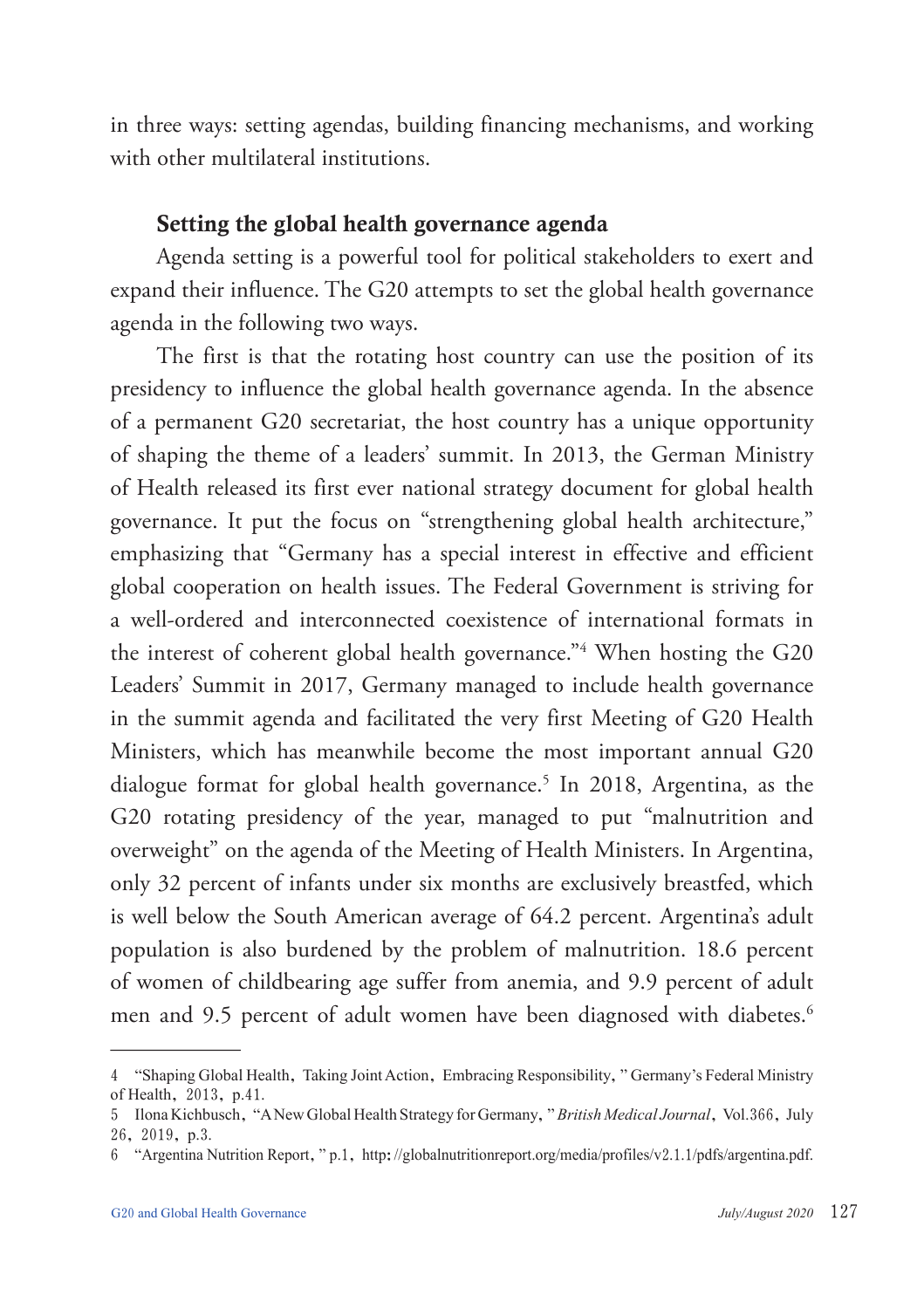in three ways: setting agendas, building financing mechanisms, and working with other multilateral institutions.

### Setting the global health governance agenda

Agenda setting is a powerful tool for political stakeholders to exert and expand their influence. The G20 attempts to set the global health governance agenda in the following two ways.

The first is that the rotating host country can use the position of its presidency to influence the global health governance agenda. In the absence of a permanent G20 secretariat, the host country has a unique opportunity of shaping the theme of a leaders' summit. In 2013, the German Ministry of Health released its first ever national strategy document for global health governance. It put the focus on "strengthening global health architecture," emphasizing that "Germany has a special interest in effective and efficient global cooperation on health issues. The Federal Government is striving for a well-ordered and interconnected coexistence of international formats in the interest of coherent global health governance."[4] When hosting the G20 Leaders' Summit in 2017, Germany managed to include health governance in the summit agenda and facilitated the very first Meeting of G20 Health Ministers, which has meanwhile become the most important annual G20 dialogue format for global health governance.[5] In 2018, Argentina, as the G20 rotating presidency of the year, managed to put "malnutrition and overweight" on the agenda of the Meeting of Health Ministers. In Argentina, only 32 percent of infants under six months are exclusively breastfed, which is well below the South American average of 64.2 percent. Argentina's adult population is also burdened by the problem of malnutrition. 18.6 percent of women of childbearing age suffer from anemia, and 9.9 percent of adult men and 9.5 percent of adult women have been diagnosed with diabetes.[6]

---

4 "Shaping Global Health, Taking Joint Action, Embracing Responsibility," Germany's Federal Ministry of Health, 2013, p.41.

5 Ilona Kichbusch, "A New Global Health Strategy for Germany," *British Medical Journal*, Vol.366, July 26, 2019, p.3.

6 "Argentina Nutrition Report," p.1, http://globalnutritionreport.org/media/profiles/v2.1.1/pdfs/argentina.pdf.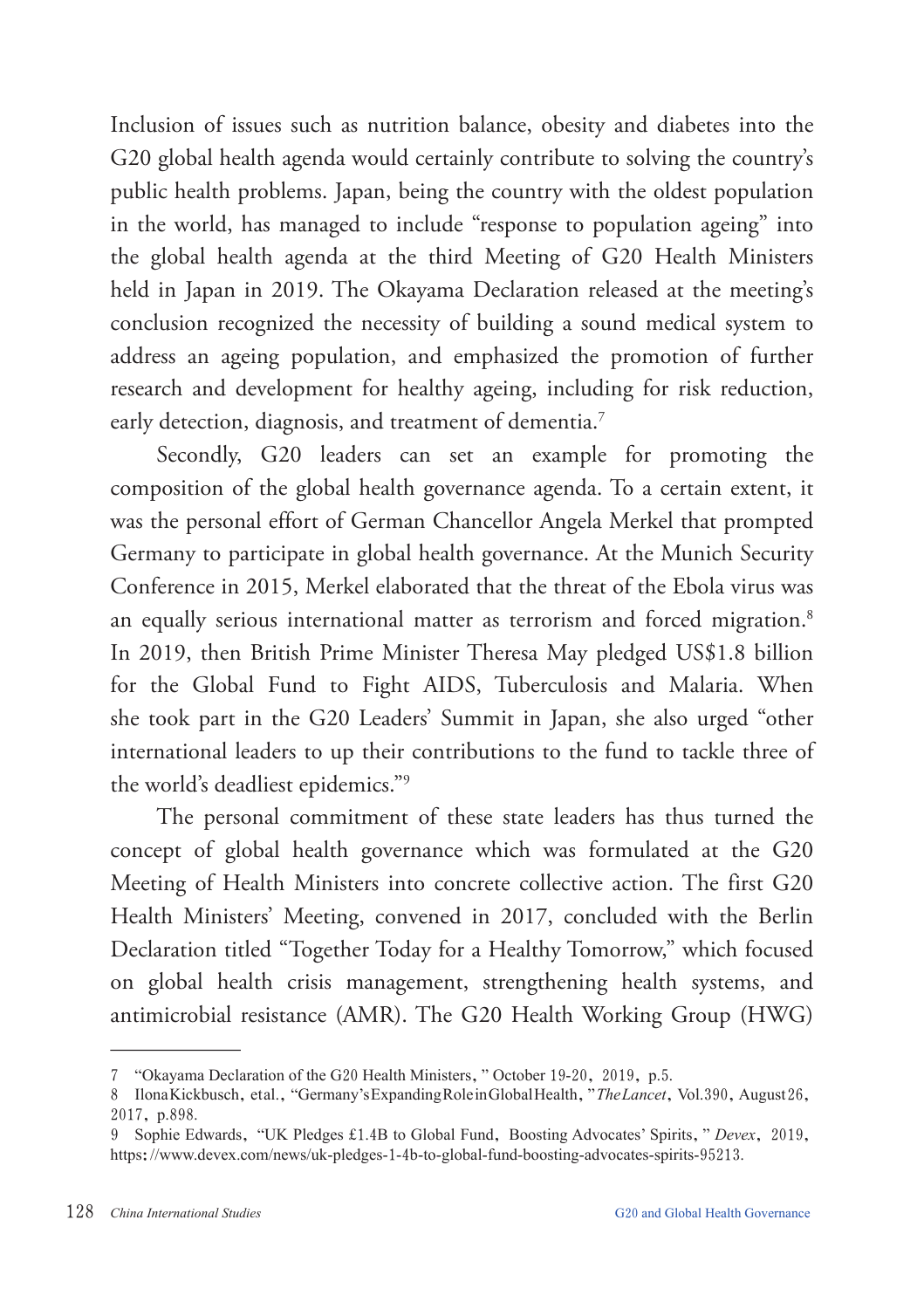Inclusion of issues such as nutrition balance, obesity and diabetes into the G20 global health agenda would certainly contribute to solving the country's public health problems. Japan, being the country with the oldest population in the world, has managed to include "response to population ageing" into the global health agenda at the third Meeting of G20 Health Ministers held in Japan in 2019. The Okayama Declaration released at the meeting's conclusion recognized the necessity of building a sound medical system to address an ageing population, and emphasized the promotion of further research and development for healthy ageing, including for risk reduction, early detection, diagnosis, and treatment of dementia.[7]

Secondly, G20 leaders can set an example for promoting the composition of the global health governance agenda. To a certain extent, it was the personal effort of German Chancellor Angela Merkel that prompted Germany to participate in global health governance. At the Munich Security Conference in 2015, Merkel elaborated that the threat of the Ebola virus was an equally serious international matter as terrorism and forced migration.[8] In 2019, then British Prime Minister Theresa May pledged US$1.8 billion for the Global Fund to Fight AIDS, Tuberculosis and Malaria. When she took part in the G20 Leaders' Summit in Japan, she also urged "other international leaders to up their contributions to the fund to tackle three of the world's deadliest epidemics."[9]

The personal commitment of these state leaders has thus turned the concept of global health governance which was formulated at the G20 Meeting of Health Ministers into concrete collective action. The first G20 Health Ministers' Meeting, convened in 2017, concluded with the Berlin Declaration titled "Together Today for a Healthy Tomorrow," which focused on global health crisis management, strengthening health systems, and antimicrobial resistance (AMR). The G20 Health Working Group (HWG)

---

7 "Okayama Declaration of the G20 Health Ministers," October 19-20, 2019, p.5.

8 Ilona Kickbusch, et al., "Germany's Expanding Role in Global Health," *The Lancet*, Vol.390, August 26, 2017, p.898.

9 Sophie Edwards, "UK Pledges £1.4B to Global Fund, Boosting Advocates' Spirits," *Devex*, 2019, https://www.devex.com/news/uk-pledges-1-4b-to-global-fund-boosting-advocates-spirits-95213.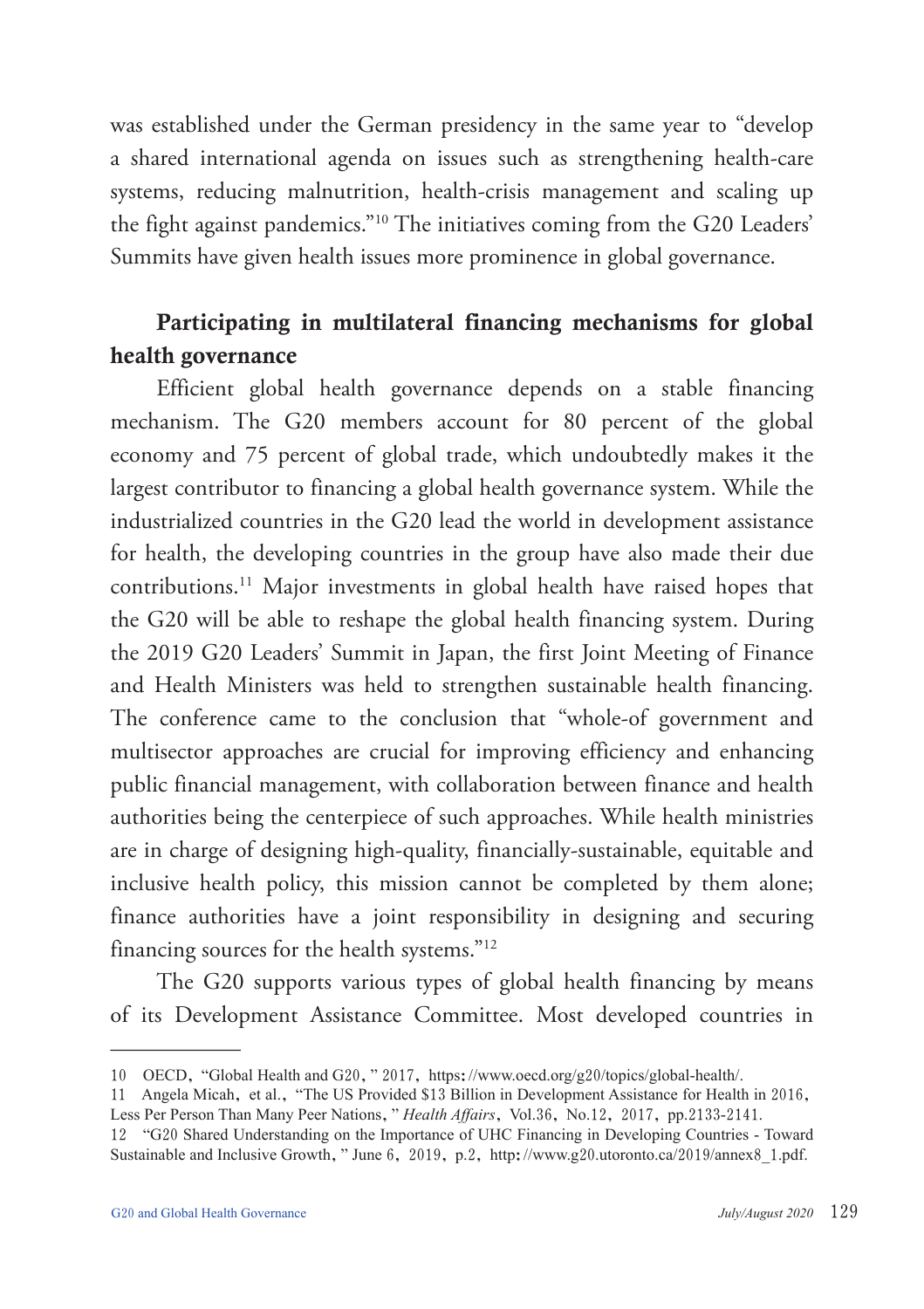was established under the German presidency in the same year to "develop a shared international agenda on issues such as strengthening health-care systems, reducing malnutrition, health-crisis management and scaling up the fight against pandemics."[10] The initiatives coming from the G20 Leaders' Summits have given health issues more prominence in global governance.

**Participating in multilateral financing mechanisms for global health governance**

Efficient global health governance depends on a stable financing mechanism. The G20 members account for 80 percent of the global economy and 75 percent of global trade, which undoubtedly makes it the largest contributor to financing a global health governance system. While the industrialized countries in the G20 lead the world in development assistance for health, the developing countries in the group have also made their due contributions.[11] Major investments in global health have raised hopes that the G20 will be able to reshape the global health financing system. During the 2019 G20 Leaders' Summit in Japan, the first Joint Meeting of Finance and Health Ministers was held to strengthen sustainable health financing. The conference came to the conclusion that "whole-of government and multisector approaches are crucial for improving efficiency and enhancing public financial management, with collaboration between finance and health authorities being the centerpiece of such approaches. While health ministries are in charge of designing high-quality, financially-sustainable, equitable and inclusive health policy, this mission cannot be completed by them alone; finance authorities have a joint responsibility in designing and securing financing sources for the health systems."[12]

The G20 supports various types of global health financing by means of its Development Assistance Committee. Most developed countries in

---

10 OECD, "Global Health and G20," 2017, https://www.oecd.org/g20/topics/global-health/.

11 Angela Micah, et al., "The US Provided $13 Billion in Development Assistance for Health in 2016, Less Per Person Than Many Peer Nations," *Health Affairs*, Vol.36, No.12, 2017, pp.2133-2141.

12 "G20 Shared Understanding on the Importance of UHC Financing in Developing Countries - Toward Sustainable and Inclusive Growth," June 6, 2019, p.2, http://www.g20.utoronto.ca/2019/annex8_1.pdf.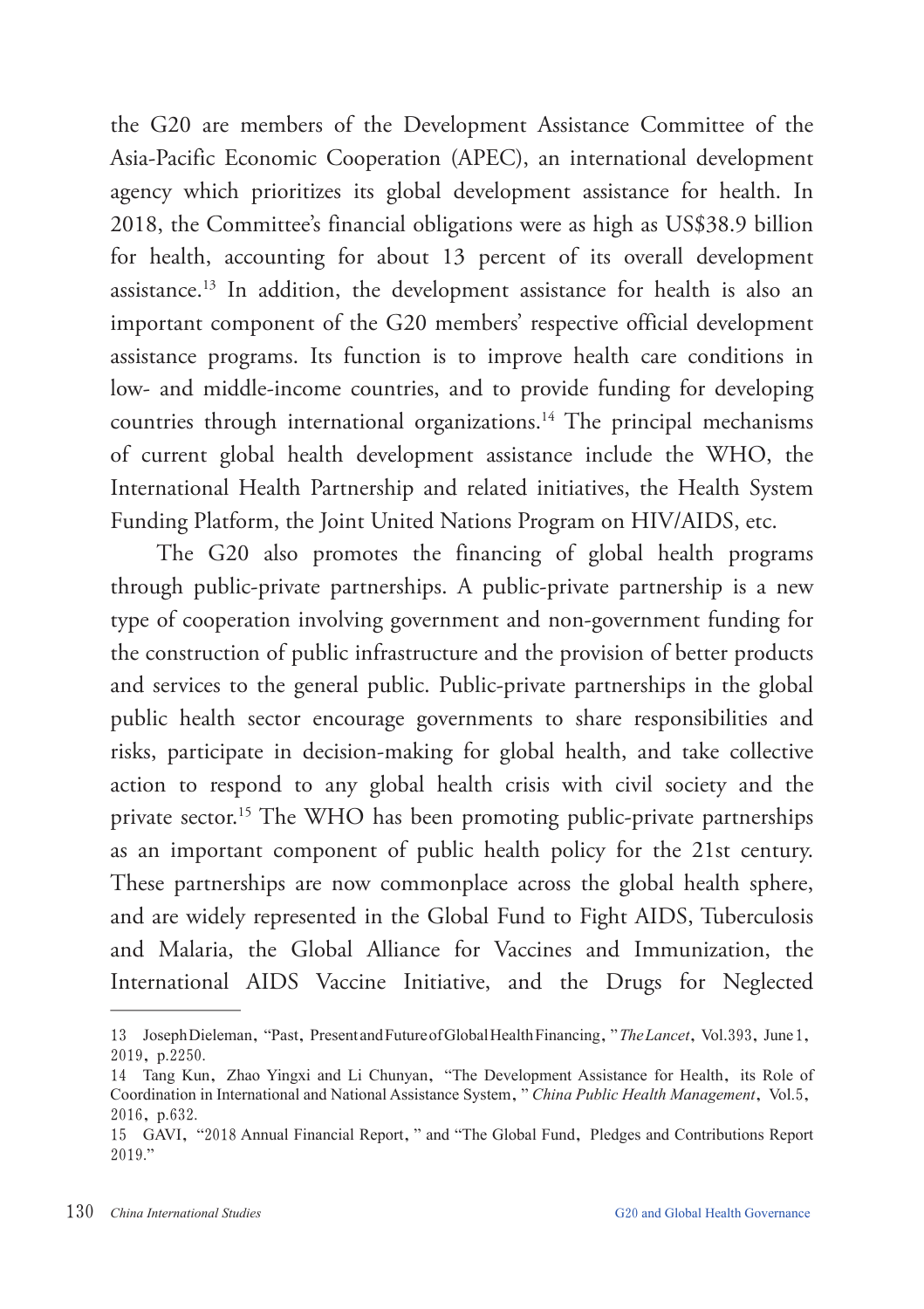the G20 are members of the Development Assistance Committee of the Asia-Pacific Economic Cooperation (APEC), an international development agency which prioritizes its global development assistance for health. In 2018, the Committee's financial obligations were as high as US$38.9 billion for health, accounting for about 13 percent of its overall development assistance.[13] In addition, the development assistance for health is also an important component of the G20 members' respective official development assistance programs. Its function is to improve health care conditions in low- and middle-income countries, and to provide funding for developing countries through international organizations.[14] The principal mechanisms of current global health development assistance include the WHO, the International Health Partnership and related initiatives, the Health System Funding Platform, the Joint United Nations Program on HIV/AIDS, etc.

The G20 also promotes the financing of global health programs through public-private partnerships. A public-private partnership is a new type of cooperation involving government and non-government funding for the construction of public infrastructure and the provision of better products and services to the general public. Public-private partnerships in the global public health sector encourage governments to share responsibilities and risks, participate in decision-making for global health, and take collective action to respond to any global health crisis with civil society and the private sector.[15] The WHO has been promoting public-private partnerships as an important component of public health policy for the 21st century. These partnerships are now commonplace across the global health sphere, and are widely represented in the Global Fund to Fight AIDS, Tuberculosis and Malaria, the Global Alliance for Vaccines and Immunization, the International AIDS Vaccine Initiative, and the Drugs for Neglected

---

13 Joseph Dieleman, "Past, Present and Future of Global Health Financing," *The Lancet*, Vol.393, June 1, 2019, p.2250.

14 Tang Kun, Zhao Yingxi and Li Chunyan, "The Development Assistance for Health, its Role of Coordination in International and National Assistance System," *China Public Health Management*, Vol.5, 2016, p.632.

15 GAVI, "2018 Annual Financial Report," and "The Global Fund, Pledges and Contributions Report 2019."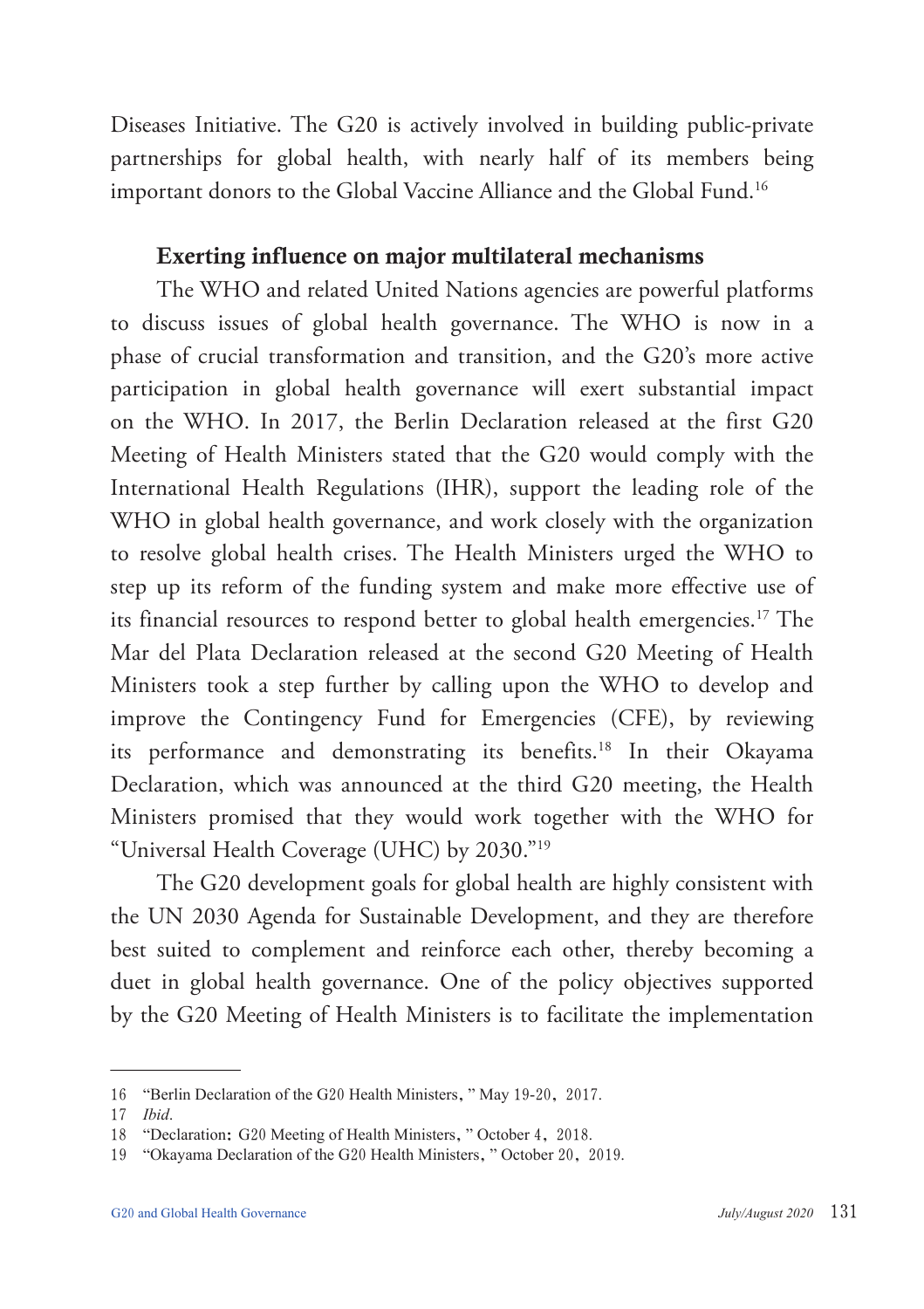Diseases Initiative. The G20 is actively involved in building public-private partnerships for global health, with nearly half of its members being important donors to the Global Vaccine Alliance and the Global Fund.[16]

### Exerting influence on major multilateral mechanisms

The WHO and related United Nations agencies are powerful platforms to discuss issues of global health governance. The WHO is now in a phase of crucial transformation and transition, and the G20's more active participation in global health governance will exert substantial impact on the WHO. In 2017, the Berlin Declaration released at the first G20 Meeting of Health Ministers stated that the G20 would comply with the International Health Regulations (IHR), support the leading role of the WHO in global health governance, and work closely with the organization to resolve global health crises. The Health Ministers urged the WHO to step up its reform of the funding system and make more effective use of its financial resources to respond better to global health emergencies.[17] The Mar del Plata Declaration released at the second G20 Meeting of Health Ministers took a step further by calling upon the WHO to develop and improve the Contingency Fund for Emergencies (CFE), by reviewing its performance and demonstrating its benefits.[18] In their Okayama Declaration, which was announced at the third G20 meeting, the Health Ministers promised that they would work together with the WHO for "Universal Health Coverage (UHC) by 2030."[19]

The G20 development goals for global health are highly consistent with the UN 2030 Agenda for Sustainable Development, and they are therefore best suited to complement and reinforce each other, thereby becoming a duet in global health governance. One of the policy objectives supported by the G20 Meeting of Health Ministers is to facilitate the implementation

---

16 "Berlin Declaration of the G20 Health Ministers," May 19-20, 2017.

17 *Ibid*.

18 "Declaration: G20 Meeting of Health Ministers," October 4, 2018.

19 "Okayama Declaration of the G20 Health Ministers," October 20, 2019.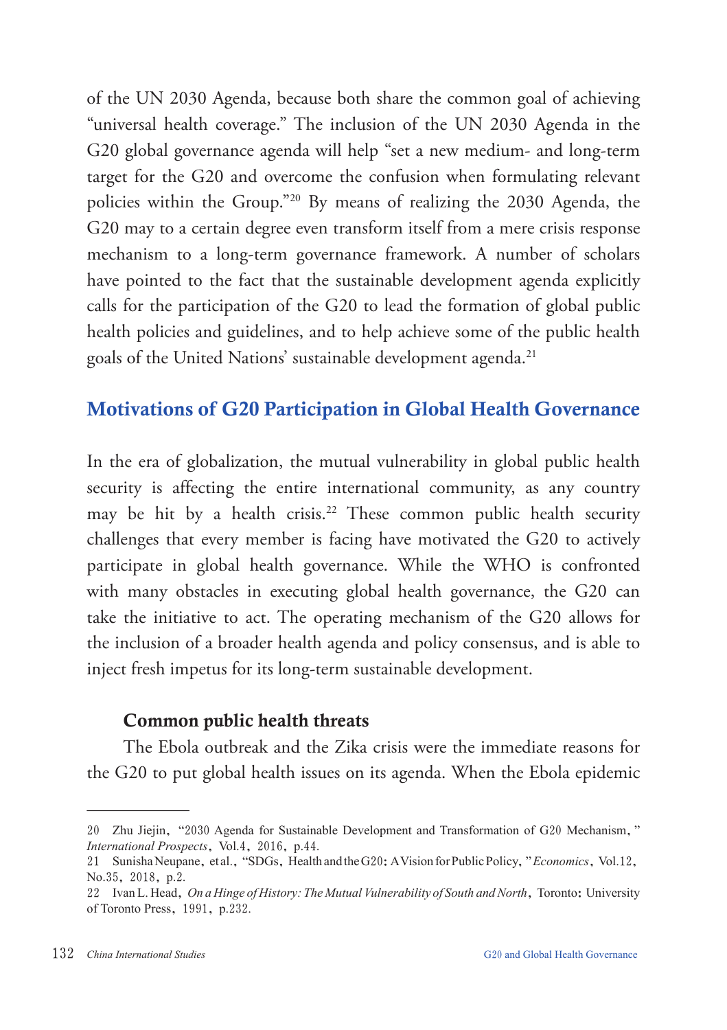of the UN 2030 Agenda, because both share the common goal of achieving "universal health coverage." The inclusion of the UN 2030 Agenda in the G20 global governance agenda will help "set a new medium- and long-term target for the G20 and overcome the confusion when formulating relevant policies within the Group."[20] By means of realizing the 2030 Agenda, the G20 may to a certain degree even transform itself from a mere crisis response mechanism to a long-term governance framework. A number of scholars have pointed to the fact that the sustainable development agenda explicitly calls for the participation of the G20 to lead the formation of global public health policies and guidelines, and to help achieve some of the public health goals of the United Nations' sustainable development agenda.[21]

## Motivations of G20 Participation in Global Health Governance

In the era of globalization, the mutual vulnerability in global public health security is affecting the entire international community, as any country may be hit by a health crisis.[22] These common public health security challenges that every member is facing have motivated the G20 to actively participate in global health governance. While the WHO is confronted with many obstacles in executing global health governance, the G20 can take the initiative to act. The operating mechanism of the G20 allows for the inclusion of a broader health agenda and policy consensus, and is able to inject fresh impetus for its long-term sustainable development.

### Common public health threats

The Ebola outbreak and the Zika crisis were the immediate reasons for the G20 to put global health issues on its agenda. When the Ebola epidemic

---

20 Zhu Jiejin, "2030 Agenda for Sustainable Development and Transformation of G20 Mechanism," *International Prospects*, Vol.4, 2016, p.44.

21 Sunisha Neupane, et al., "SDGs, Health and the G20: A Vision for Public Policy," *Economics*, Vol.12, No.35, 2018, p.2.

22 Ivan L. Head, *On a Hinge of History: The Mutual Vulnerability of South and North*, Toronto: University of Toronto Press, 1991, p.232.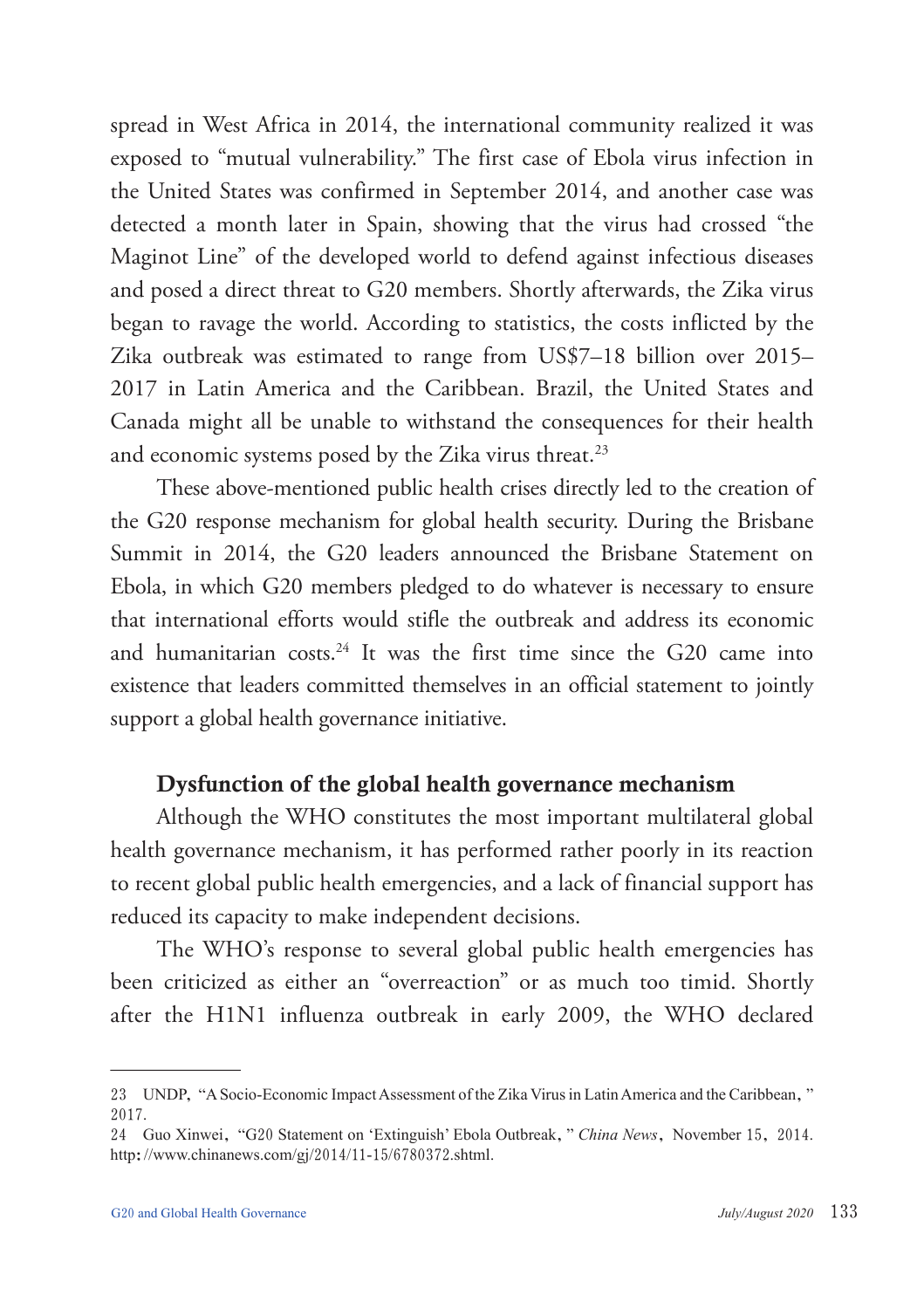spread in West Africa in 2014, the international community realized it was exposed to "mutual vulnerability." The first case of Ebola virus infection in the United States was confirmed in September 2014, and another case was detected a month later in Spain, showing that the virus had crossed "the Maginot Line" of the developed world to defend against infectious diseases and posed a direct threat to G20 members. Shortly afterwards, the Zika virus began to ravage the world. According to statistics, the costs inflicted by the Zika outbreak was estimated to range from US$7–18 billion over 2015–2017 in Latin America and the Caribbean. Brazil, the United States and Canada might all be unable to withstand the consequences for their health and economic systems posed by the Zika virus threat.[23]

These above-mentioned public health crises directly led to the creation of the G20 response mechanism for global health security. During the Brisbane Summit in 2014, the G20 leaders announced the Brisbane Statement on Ebola, in which G20 members pledged to do whatever is necessary to ensure that international efforts would stifle the outbreak and address its economic and humanitarian costs.[24] It was the first time since the G20 came into existence that leaders committed themselves in an official statement to jointly support a global health governance initiative.

### Dysfunction of the global health governance mechanism

Although the WHO constitutes the most important multilateral global health governance mechanism, it has performed rather poorly in its reaction to recent global public health emergencies, and a lack of financial support has reduced its capacity to make independent decisions.

The WHO's response to several global public health emergencies has been criticized as either an "overreaction" or as much too timid. Shortly after the H1N1 influenza outbreak in early 2009, the WHO declared

---

23 UNDP, "A Socio-Economic Impact Assessment of the Zika Virus in Latin America and the Caribbean," 2017.

24 Guo Xinwei, "G20 Statement on 'Extinguish' Ebola Outbreak," *China News*, November 15, 2014. http://www.chinanews.com/gj/2014/11-15/6780372.shtml.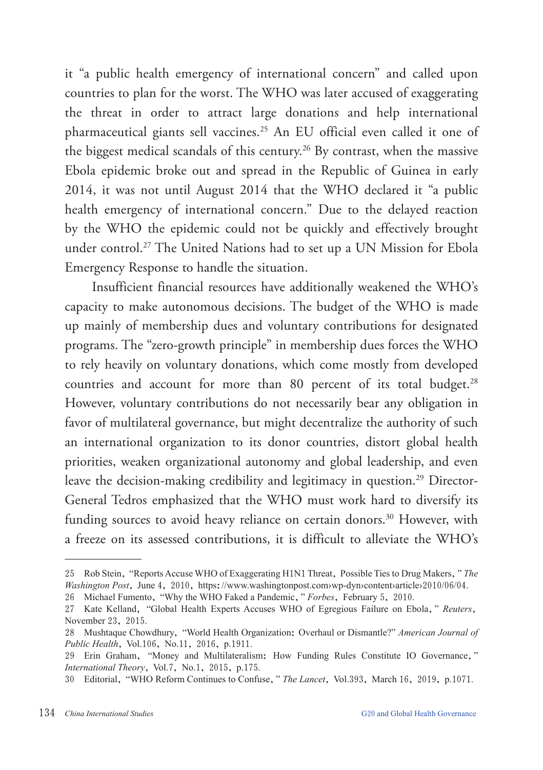it "a public health emergency of international concern" and called upon countries to plan for the worst. The WHO was later accused of exaggerating the threat in order to attract large donations and help international pharmaceutical giants sell vaccines.[25] An EU official even called it one of the biggest medical scandals of this century.[26] By contrast, when the massive Ebola epidemic broke out and spread in the Republic of Guinea in early 2014, it was not until August 2014 that the WHO declared it "a public health emergency of international concern." Due to the delayed reaction by the WHO the epidemic could not be quickly and effectively brought under control.[27] The United Nations had to set up a UN Mission for Ebola Emergency Response to handle the situation.

Insufficient financial resources have additionally weakened the WHO's capacity to make autonomous decisions. The budget of the WHO is made up mainly of membership dues and voluntary contributions for designated programs. The "zero-growth principle" in membership dues forces the WHO to rely heavily on voluntary donations, which come mostly from developed countries and account for more than 80 percent of its total budget.[28] However, voluntary contributions do not necessarily bear any obligation in favor of multilateral governance, but might decentralize the authority of such an international organization to its donor countries, distort global health priorities, weaken organizational autonomy and global leadership, and even leave the decision-making credibility and legitimacy in question.[29] Director-General Tedros emphasized that the WHO must work hard to diversify its funding sources to avoid heavy reliance on certain donors.[30] However, with a freeze on its assessed contributions, it is difficult to alleviate the WHO's

---

25 Rob Stein, "Reports Accuse WHO of Exaggerating H1N1 Threat, Possible Ties to Drug Makers," *The Washington Post*, June 4, 2010, https://www.washingtonpost.com›wp-dyn›content›article›2010/06/04.

26 Michael Fumento, "Why the WHO Faked a Pandemic," *Forbes*, February 5, 2010.

27 Kate Kelland, "Global Health Experts Accuses WHO of Egregious Failure on Ebola," *Reuters*, November 23, 2015.

28 Mushtaque Chowdhury, "World Health Organization: Overhaul or Dismantle?" *American Journal of Public Health*, Vol.106, No.11, 2016, p.1911.

29 Erin Graham, "Money and Multilateralism: How Funding Rules Constitute IO Governance," *International Theory*, Vol.7, No.1, 2015, p.175.

30 Editorial, "WHO Reform Continues to Confuse," *The Lancet*, Vol.393, March 16, 2019, p.1071.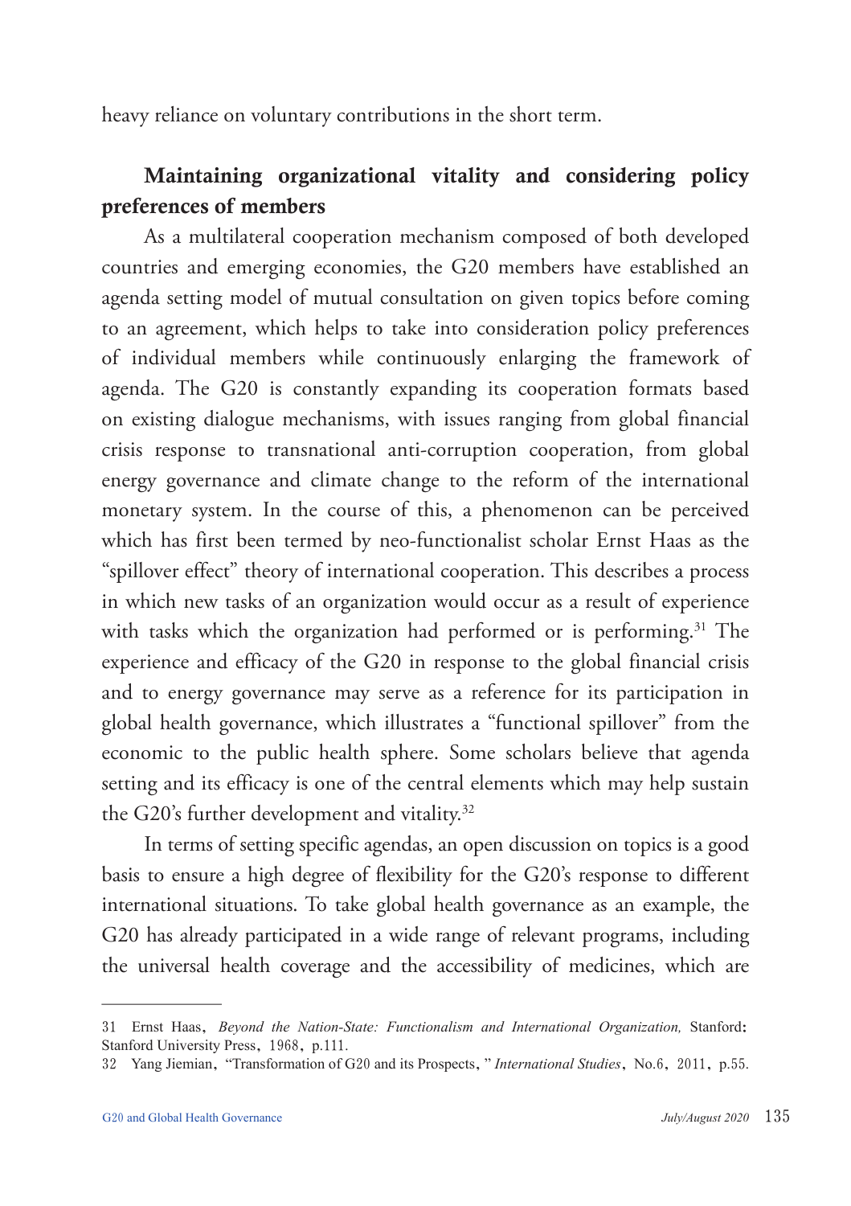heavy reliance on voluntary contributions in the short term.

## Maintaining organizational vitality and considering policy preferences of members

As a multilateral cooperation mechanism composed of both developed countries and emerging economies, the G20 members have established an agenda setting model of mutual consultation on given topics before coming to an agreement, which helps to take into consideration policy preferences of individual members while continuously enlarging the framework of agenda. The G20 is constantly expanding its cooperation formats based on existing dialogue mechanisms, with issues ranging from global financial crisis response to transnational anti-corruption cooperation, from global energy governance and climate change to the reform of the international monetary system. In the course of this, a phenomenon can be perceived which has first been termed by neo-functionalist scholar Ernst Haas as the "spillover effect" theory of international cooperation. This describes a process in which new tasks of an organization would occur as a result of experience with tasks which the organization had performed or is performing.[31] The experience and efficacy of the G20 in response to the global financial crisis and to energy governance may serve as a reference for its participation in global health governance, which illustrates a "functional spillover" from the economic to the public health sphere. Some scholars believe that agenda setting and its efficacy is one of the central elements which may help sustain the G20's further development and vitality.[32]

In terms of setting specific agendas, an open discussion on topics is a good basis to ensure a high degree of flexibility for the G20's response to different international situations. To take global health governance as an example, the G20 has already participated in a wide range of relevant programs, including the universal health coverage and the accessibility of medicines, which are

---

31 Ernst Haas, *Beyond the Nation-State: Functionalism and International Organization,* Stanford: Stanford University Press, 1968, p.111.

32 Yang Jiemian, "Transformation of G20 and its Prospects," *International Studies*, No.6, 2011, p.55.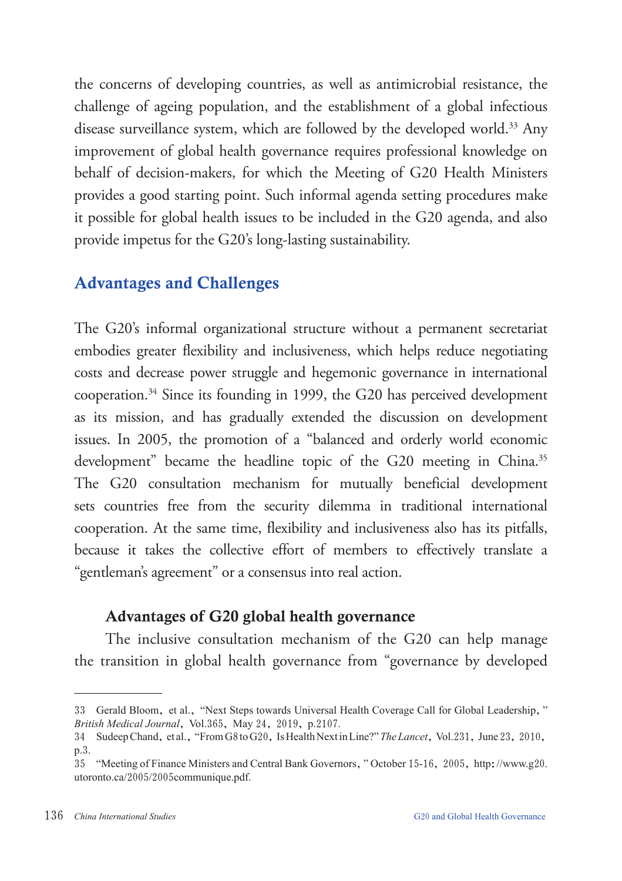the concerns of developing countries, as well as antimicrobial resistance, the challenge of ageing population, and the establishment of a global infectious disease surveillance system, which are followed by the developed world.[33] Any improvement of global health governance requires professional knowledge on behalf of decision-makers, for which the Meeting of G20 Health Ministers provides a good starting point. Such informal agenda setting procedures make it possible for global health issues to be included in the G20 agenda, and also provide impetus for the G20's long-lasting sustainability.

## Advantages and Challenges

The G20's informal organizational structure without a permanent secretariat embodies greater flexibility and inclusiveness, which helps reduce negotiating costs and decrease power struggle and hegemonic governance in international cooperation.[34] Since its founding in 1999, the G20 has perceived development as its mission, and has gradually extended the discussion on development issues. In 2005, the promotion of a "balanced and orderly world economic development" became the headline topic of the G20 meeting in China.[35] The G20 consultation mechanism for mutually beneficial development sets countries free from the security dilemma in traditional international cooperation. At the same time, flexibility and inclusiveness also has its pitfalls, because it takes the collective effort of members to effectively translate a "gentleman's agreement" or a consensus into real action.

### Advantages of G20 global health governance

The inclusive consultation mechanism of the G20 can help manage the transition in global health governance from "governance by developed

---

33 Gerald Bloom, et al., "Next Steps towards Universal Health Coverage Call for Global Leadership," *British Medical Journal*, Vol.365, May 24, 2019, p.2107.

34 Sudeep Chand, et al., "From G8 to G20, Is Health Next in Line?" *The Lancet*, Vol.231, June 23, 2010, p.3.

35 "Meeting of Finance Ministers and Central Bank Governors," October 15-16, 2005, http://www.g20.utoronto.ca/2005/2005communique.pdf.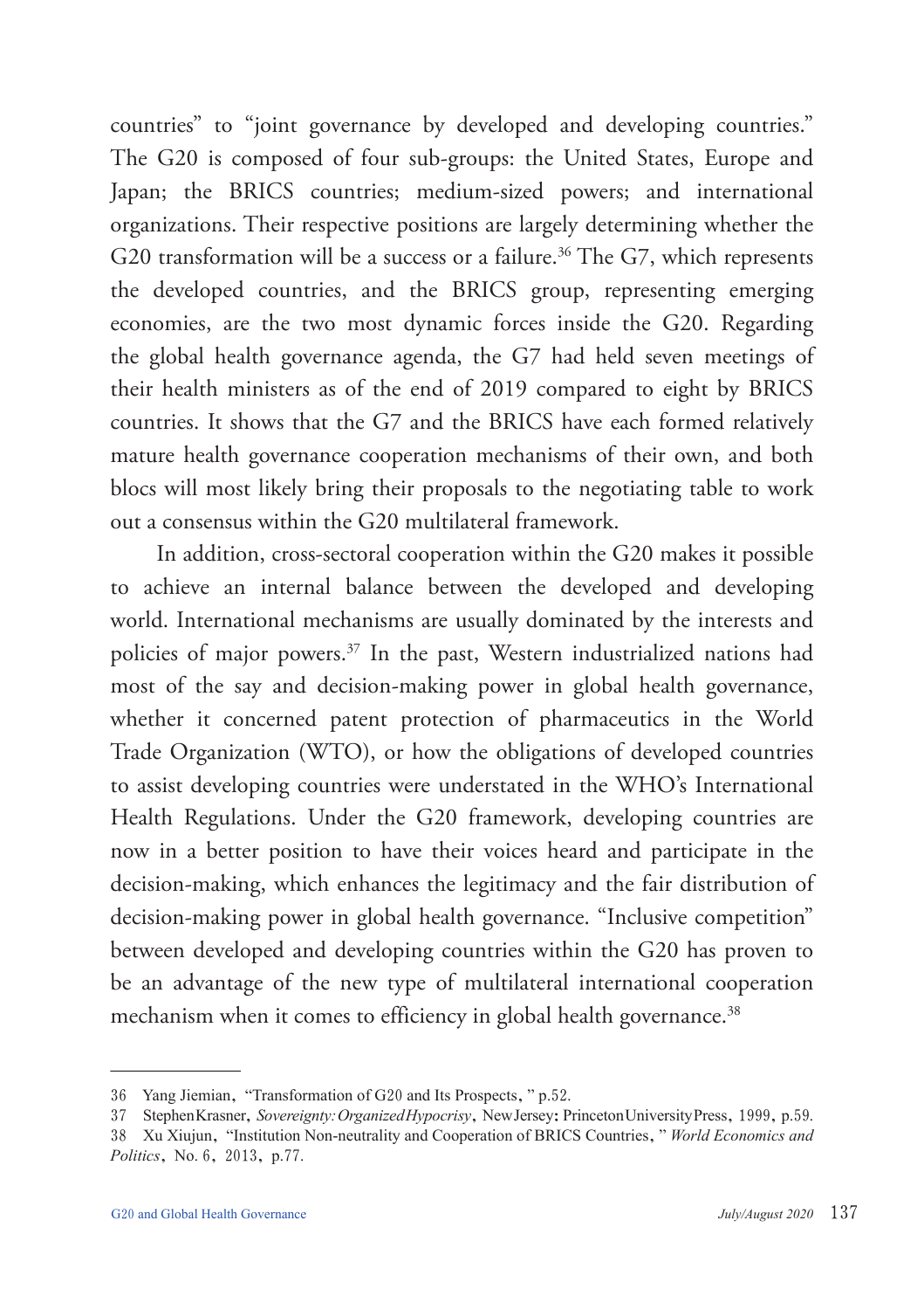countries" to "joint governance by developed and developing countries." The G20 is composed of four sub-groups: the United States, Europe and Japan; the BRICS countries; medium-sized powers; and international organizations. Their respective positions are largely determining whether the G20 transformation will be a success or a failure.[36] The G7, which represents the developed countries, and the BRICS group, representing emerging economies, are the two most dynamic forces inside the G20. Regarding the global health governance agenda, the G7 had held seven meetings of their health ministers as of the end of 2019 compared to eight by BRICS countries. It shows that the G7 and the BRICS have each formed relatively mature health governance cooperation mechanisms of their own, and both blocs will most likely bring their proposals to the negotiating table to work out a consensus within the G20 multilateral framework.

In addition, cross-sectoral cooperation within the G20 makes it possible to achieve an internal balance between the developed and developing world. International mechanisms are usually dominated by the interests and policies of major powers.[37] In the past, Western industrialized nations had most of the say and decision-making power in global health governance, whether it concerned patent protection of pharmaceutics in the World Trade Organization (WTO), or how the obligations of developed countries to assist developing countries were understated in the WHO's International Health Regulations. Under the G20 framework, developing countries are now in a better position to have their voices heard and participate in the decision-making, which enhances the legitimacy and the fair distribution of decision-making power in global health governance. "Inclusive competition" between developed and developing countries within the G20 has proven to be an advantage of the new type of multilateral international cooperation mechanism when it comes to efficiency in global health governance.[38]

---

36 Yang Jiemian, "Transformation of G20 and Its Prospects," p.52.

37 Stephen Krasner, *Sovereignty: Organized Hypocrisy*, New Jersey: Princeton University Press, 1999, p.59.

38 Xu Xiujun, "Institution Non-neutrality and Cooperation of BRICS Countries," *World Economics and Politics*, No. 6, 2013, p.77.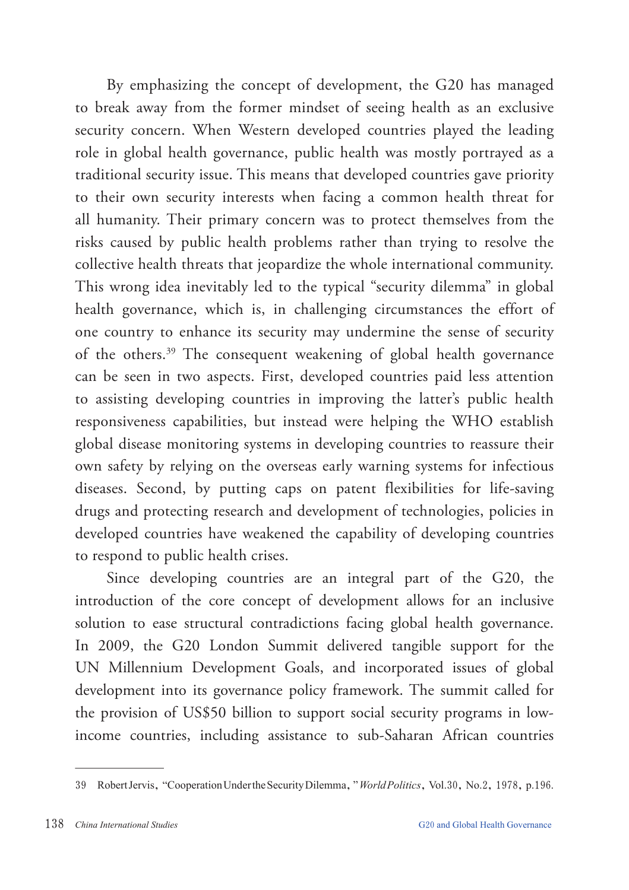By emphasizing the concept of development, the G20 has managed to break away from the former mindset of seeing health as an exclusive security concern. When Western developed countries played the leading role in global health governance, public health was mostly portrayed as a traditional security issue. This means that developed countries gave priority to their own security interests when facing a common health threat for all humanity. Their primary concern was to protect themselves from the risks caused by public health problems rather than trying to resolve the collective health threats that jeopardize the whole international community. This wrong idea inevitably led to the typical "security dilemma" in global health governance, which is, in challenging circumstances the effort of one country to enhance its security may undermine the sense of security of the others.[39] The consequent weakening of global health governance can be seen in two aspects. First, developed countries paid less attention to assisting developing countries in improving the latter's public health responsiveness capabilities, but instead were helping the WHO establish global disease monitoring systems in developing countries to reassure their own safety by relying on the overseas early warning systems for infectious diseases. Second, by putting caps on patent flexibilities for life-saving drugs and protecting research and development of technologies, policies in developed countries have weakened the capability of developing countries to respond to public health crises.

Since developing countries are an integral part of the G20, the introduction of the core concept of development allows for an inclusive solution to ease structural contradictions facing global health governance. In 2009, the G20 London Summit delivered tangible support for the UN Millennium Development Goals, and incorporated issues of global development into its governance policy framework. The summit called for the provision of US$50 billion to support social security programs in low-income countries, including assistance to sub-Saharan African countries

---

39 Robert Jervis, "Cooperation Under the Security Dilemma," *World Politics*, Vol.30, No.2, 1978, p.196.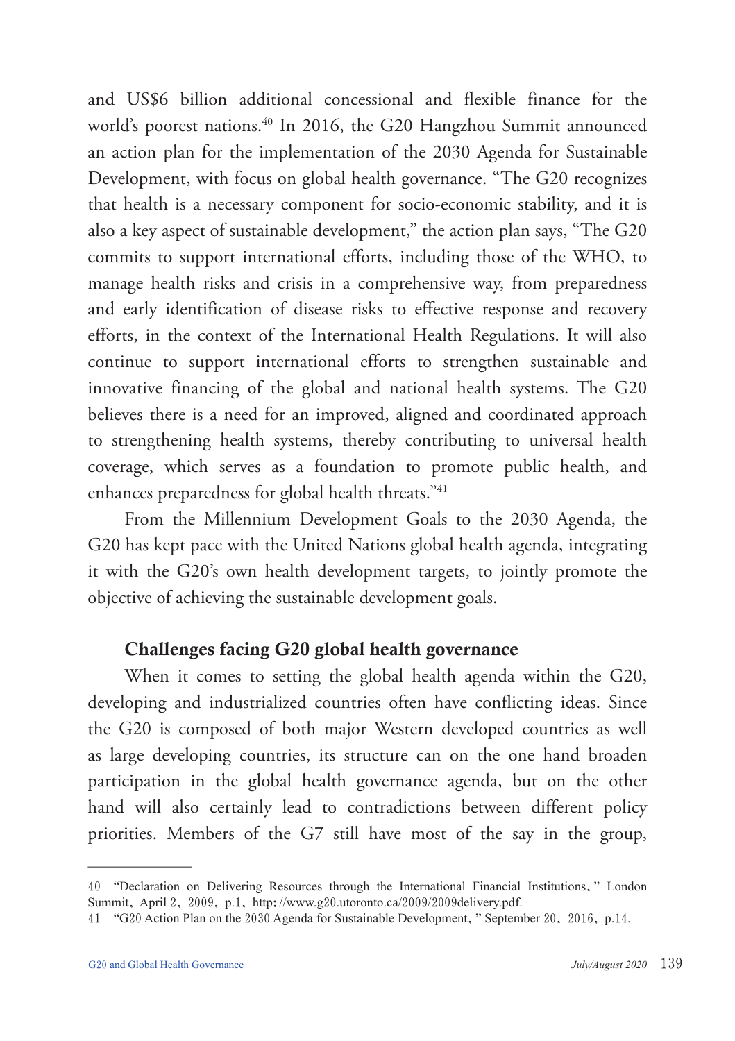and US$6 billion additional concessional and flexible finance for the world's poorest nations.[40] In 2016, the G20 Hangzhou Summit announced an action plan for the implementation of the 2030 Agenda for Sustainable Development, with focus on global health governance. "The G20 recognizes that health is a necessary component for socio-economic stability, and it is also a key aspect of sustainable development," the action plan says, "The G20 commits to support international efforts, including those of the WHO, to manage health risks and crisis in a comprehensive way, from preparedness and early identification of disease risks to effective response and recovery efforts, in the context of the International Health Regulations. It will also continue to support international efforts to strengthen sustainable and innovative financing of the global and national health systems. The G20 believes there is a need for an improved, aligned and coordinated approach to strengthening health systems, thereby contributing to universal health coverage, which serves as a foundation to promote public health, and enhances preparedness for global health threats."[41]

From the Millennium Development Goals to the 2030 Agenda, the G20 has kept pace with the United Nations global health agenda, integrating it with the G20's own health development targets, to jointly promote the objective of achieving the sustainable development goals.

### Challenges facing G20 global health governance

When it comes to setting the global health agenda within the G20, developing and industrialized countries often have conflicting ideas. Since the G20 is composed of both major Western developed countries as well as large developing countries, its structure can on the one hand broaden participation in the global health governance agenda, but on the other hand will also certainly lead to contradictions between different policy priorities. Members of the G7 still have most of the say in the group,

---

40 "Declaration on Delivering Resources through the International Financial Institutions," London Summit, April 2, 2009, p.1, http://www.g20.utoronto.ca/2009/2009delivery.pdf.

41 "G20 Action Plan on the 2030 Agenda for Sustainable Development," September 20, 2016, p.14.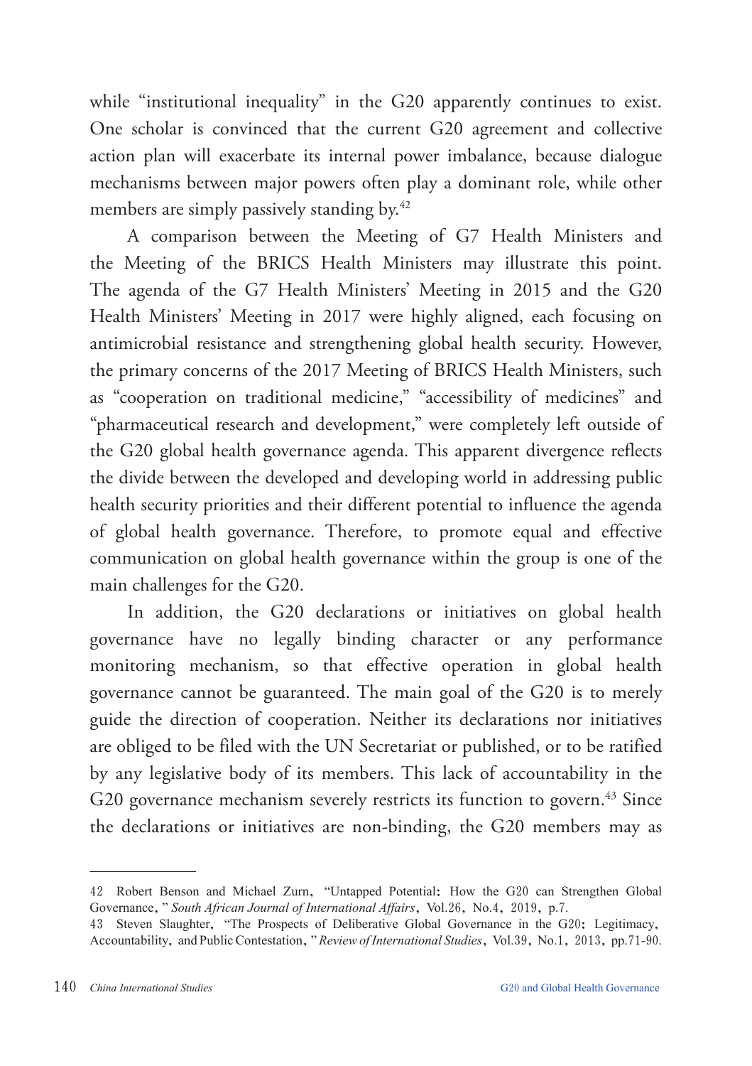while "institutional inequality" in the G20 apparently continues to exist. One scholar is convinced that the current G20 agreement and collective action plan will exacerbate its internal power imbalance, because dialogue mechanisms between major powers often play a dominant role, while other members are simply passively standing by.[42]

A comparison between the Meeting of G7 Health Ministers and the Meeting of the BRICS Health Ministers may illustrate this point. The agenda of the G7 Health Ministers' Meeting in 2015 and the G20 Health Ministers' Meeting in 2017 were highly aligned, each focusing on antimicrobial resistance and strengthening global health security. However, the primary concerns of the 2017 Meeting of BRICS Health Ministers, such as "cooperation on traditional medicine," "accessibility of medicines" and "pharmaceutical research and development," were completely left outside of the G20 global health governance agenda. This apparent divergence reflects the divide between the developed and developing world in addressing public health security priorities and their different potential to influence the agenda of global health governance. Therefore, to promote equal and effective communication on global health governance within the group is one of the main challenges for the G20.

In addition, the G20 declarations or initiatives on global health governance have no legally binding character or any performance monitoring mechanism, so that effective operation in global health governance cannot be guaranteed. The main goal of the G20 is to merely guide the direction of cooperation. Neither its declarations nor initiatives are obliged to be filed with the UN Secretariat or published, or to be ratified by any legislative body of its members. This lack of accountability in the G20 governance mechanism severely restricts its function to govern.[43] Since the declarations or initiatives are non-binding, the G20 members may as

---

42 Robert Benson and Michael Zurn, "Untapped Potential: How the G20 can Strengthen Global Governance," *South African Journal of International Affairs*, Vol.26, No.4, 2019, p.7.

43 Steven Slaughter, "The Prospects of Deliberative Global Governance in the G20: Legitimacy, Accountability, and Public Contestation," *Review of International Studies*, Vol.39, No.1, 2013, pp.71-90.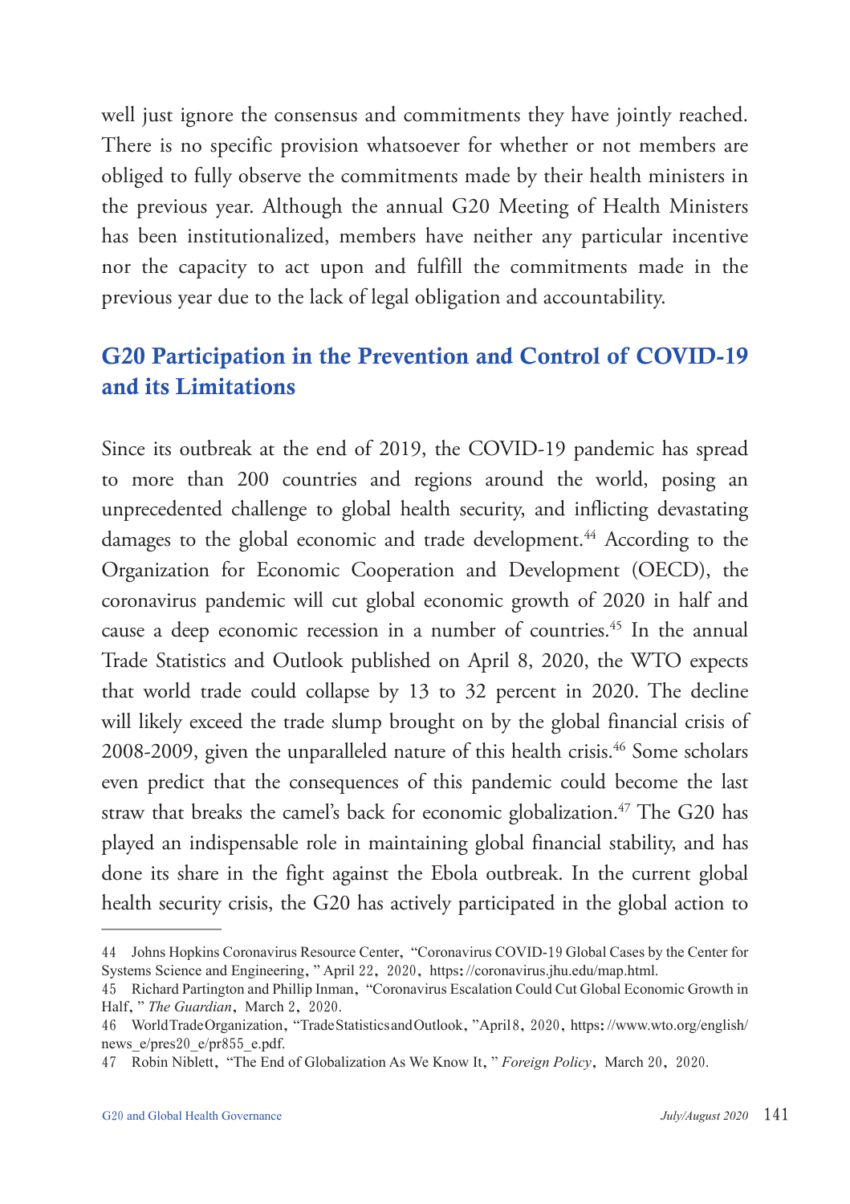well just ignore the consensus and commitments they have jointly reached. There is no specific provision whatsoever for whether or not members are obliged to fully observe the commitments made by their health ministers in the previous year. Although the annual G20 Meeting of Health Ministers has been institutionalized, members have neither any particular incentive nor the capacity to act upon and fulfill the commitments made in the previous year due to the lack of legal obligation and accountability.

## G20 Participation in the Prevention and Control of COVID-19 and its Limitations

Since its outbreak at the end of 2019, the COVID-19 pandemic has spread to more than 200 countries and regions around the world, posing an unprecedented challenge to global health security, and inflicting devastating damages to the global economic and trade development.[44] According to the Organization for Economic Cooperation and Development (OECD), the coronavirus pandemic will cut global economic growth of 2020 in half and cause a deep economic recession in a number of countries.[45] In the annual Trade Statistics and Outlook published on April 8, 2020, the WTO expects that world trade could collapse by 13 to 32 percent in 2020. The decline will likely exceed the trade slump brought on by the global financial crisis of 2008-2009, given the unparalleled nature of this health crisis.[46] Some scholars even predict that the consequences of this pandemic could become the last straw that breaks the camel's back for economic globalization.[47] The G20 has played an indispensable role in maintaining global financial stability, and has done its share in the fight against the Ebola outbreak. In the current global health security crisis, the G20 has actively participated in the global action to

---

44 Johns Hopkins Coronavirus Resource Center, "Coronavirus COVID-19 Global Cases by the Center for Systems Science and Engineering," April 22, 2020, https://coronavirus.jhu.edu/map.html.

45 Richard Partington and Phillip Inman, "Coronavirus Escalation Could Cut Global Economic Growth in Half," *The Guardian*, March 2, 2020.

46 World Trade Organization, "Trade Statistics and Outlook," April 8, 2020, https://www.wto.org/english/news_e/pres20_e/pr855_e.pdf.

47 Robin Niblett, "The End of Globalization As We Know It," *Foreign Policy*, March 20, 2020.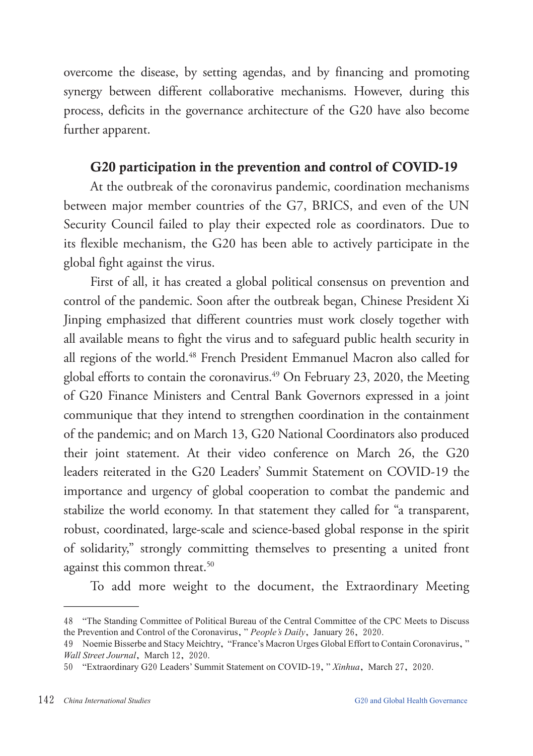overcome the disease, by setting agendas, and by financing and promoting synergy between different collaborative mechanisms. However, during this process, deficits in the governance architecture of the G20 have also become further apparent.

### G20 participation in the prevention and control of COVID-19

At the outbreak of the coronavirus pandemic, coordination mechanisms between major member countries of the G7, BRICS, and even of the UN Security Council failed to play their expected role as coordinators. Due to its flexible mechanism, the G20 has been able to actively participate in the global fight against the virus.

First of all, it has created a global political consensus on prevention and control of the pandemic. Soon after the outbreak began, Chinese President Xi Jinping emphasized that different countries must work closely together with all available means to fight the virus and to safeguard public health security in all regions of the world.[48] French President Emmanuel Macron also called for global efforts to contain the coronavirus.[49] On February 23, 2020, the Meeting of G20 Finance Ministers and Central Bank Governors expressed in a joint communique that they intend to strengthen coordination in the containment of the pandemic; and on March 13, G20 National Coordinators also produced their joint statement. At their video conference on March 26, the G20 leaders reiterated in the G20 Leaders' Summit Statement on COVID-19 the importance and urgency of global cooperation to combat the pandemic and stabilize the world economy. In that statement they called for "a transparent, robust, coordinated, large-scale and science-based global response in the spirit of solidarity," strongly committing themselves to presenting a united front against this common threat.[50]

To add more weight to the document, the Extraordinary Meeting

---

48 "The Standing Committee of Political Bureau of the Central Committee of the CPC Meets to Discuss the Prevention and Control of the Coronavirus," *People's Daily*, January 26, 2020.

49 Noemie Bisserbe and Stacy Meichtry, "France's Macron Urges Global Effort to Contain Coronavirus," *Wall Street Journal*, March 12, 2020.

50 "Extraordinary G20 Leaders' Summit Statement on COVID-19," *Xinhua*, March 27, 2020.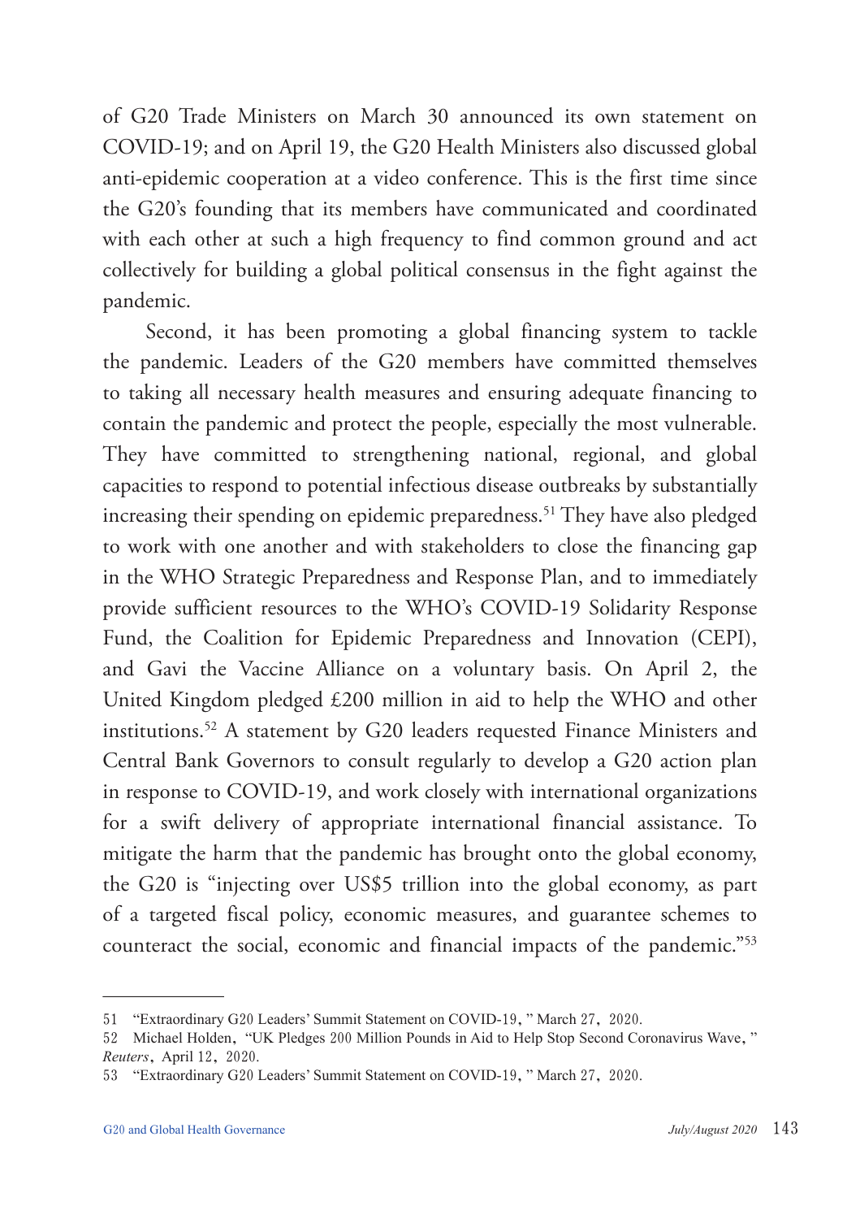of G20 Trade Ministers on March 30 announced its own statement on COVID-19; and on April 19, the G20 Health Ministers also discussed global anti-epidemic cooperation at a video conference. This is the first time since the G20's founding that its members have communicated and coordinated with each other at such a high frequency to find common ground and act collectively for building a global political consensus in the fight against the pandemic.

Second, it has been promoting a global financing system to tackle the pandemic. Leaders of the G20 members have committed themselves to taking all necessary health measures and ensuring adequate financing to contain the pandemic and protect the people, especially the most vulnerable. They have committed to strengthening national, regional, and global capacities to respond to potential infectious disease outbreaks by substantially increasing their spending on epidemic preparedness.[51] They have also pledged to work with one another and with stakeholders to close the financing gap in the WHO Strategic Preparedness and Response Plan, and to immediately provide sufficient resources to the WHO's COVID-19 Solidarity Response Fund, the Coalition for Epidemic Preparedness and Innovation (CEPI), and Gavi the Vaccine Alliance on a voluntary basis. On April 2, the United Kingdom pledged £200 million in aid to help the WHO and other institutions.[52] A statement by G20 leaders requested Finance Ministers and Central Bank Governors to consult regularly to develop a G20 action plan in response to COVID-19, and work closely with international organizations for a swift delivery of appropriate international financial assistance. To mitigate the harm that the pandemic has brought onto the global economy, the G20 is "injecting over US$5 trillion into the global economy, as part of a targeted fiscal policy, economic measures, and guarantee schemes to counteract the social, economic and financial impacts of the pandemic."[53]

---

51 "Extraordinary G20 Leaders' Summit Statement on COVID-19," March 27, 2020.

52 Michael Holden, "UK Pledges 200 Million Pounds in Aid to Help Stop Second Coronavirus Wave," *Reuters*, April 12, 2020.

53 "Extraordinary G20 Leaders' Summit Statement on COVID-19," March 27, 2020.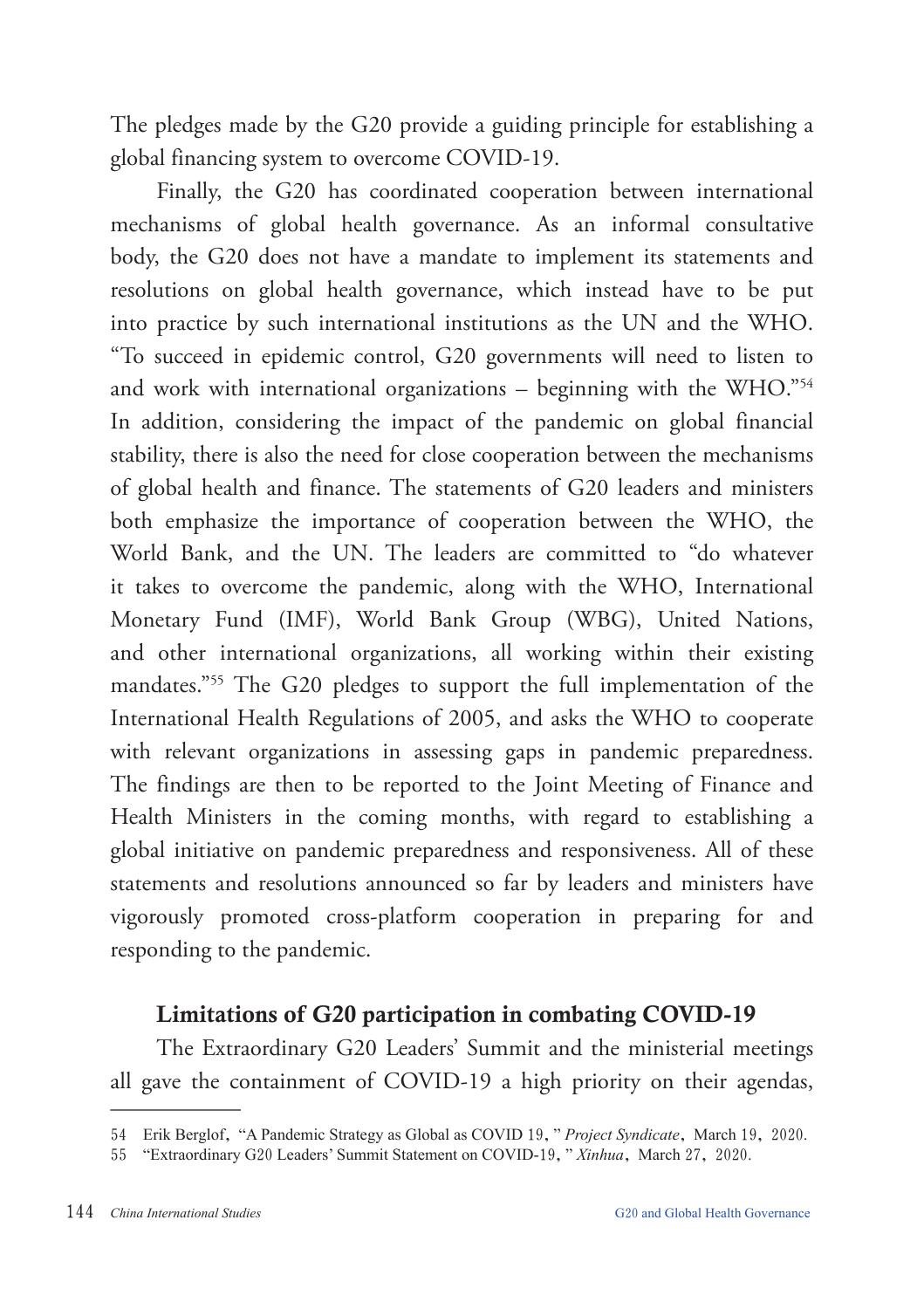The pledges made by the G20 provide a guiding principle for establishing a global financing system to overcome COVID-19.

Finally, the G20 has coordinated cooperation between international mechanisms of global health governance. As an informal consultative body, the G20 does not have a mandate to implement its statements and resolutions on global health governance, which instead have to be put into practice by such international institutions as the UN and the WHO. "To succeed in epidemic control, G20 governments will need to listen to and work with international organizations – beginning with the WHO."[54] In addition, considering the impact of the pandemic on global financial stability, there is also the need for close cooperation between the mechanisms of global health and finance. The statements of G20 leaders and ministers both emphasize the importance of cooperation between the WHO, the World Bank, and the UN. The leaders are committed to "do whatever it takes to overcome the pandemic, along with the WHO, International Monetary Fund (IMF), World Bank Group (WBG), United Nations, and other international organizations, all working within their existing mandates."[55] The G20 pledges to support the full implementation of the International Health Regulations of 2005, and asks the WHO to cooperate with relevant organizations in assessing gaps in pandemic preparedness. The findings are then to be reported to the Joint Meeting of Finance and Health Ministers in the coming months, with regard to establishing a global initiative on pandemic preparedness and responsiveness. All of these statements and resolutions announced so far by leaders and ministers have vigorously promoted cross-platform cooperation in preparing for and responding to the pandemic.

### Limitations of G20 participation in combating COVID-19

The Extraordinary G20 Leaders' Summit and the ministerial meetings all gave the containment of COVID-19 a high priority on their agendas,

---

54 Erik Berglof, "A Pandemic Strategy as Global as COVID 19," *Project Syndicate*, March 19, 2020.

55 "Extraordinary G20 Leaders' Summit Statement on COVID-19," *Xinhua*, March 27, 2020.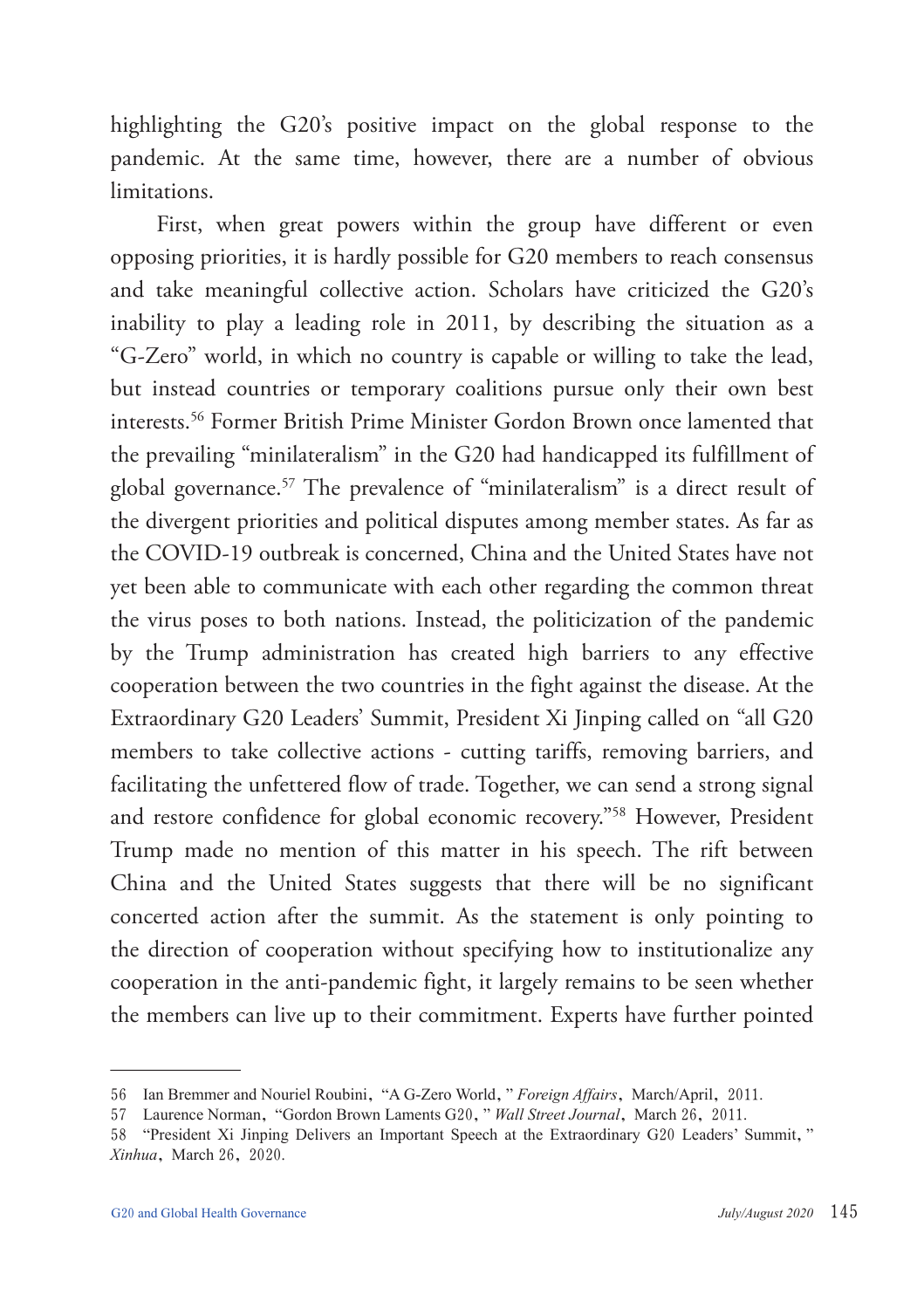highlighting the G20's positive impact on the global response to the pandemic. At the same time, however, there are a number of obvious limitations.

First, when great powers within the group have different or even opposing priorities, it is hardly possible for G20 members to reach consensus and take meaningful collective action. Scholars have criticized the G20's inability to play a leading role in 2011, by describing the situation as a "G-Zero" world, in which no country is capable or willing to take the lead, but instead countries or temporary coalitions pursue only their own best interests.[56] Former British Prime Minister Gordon Brown once lamented that the prevailing "minilateralism" in the G20 had handicapped its fulfillment of global governance.[57] The prevalence of "minilateralism" is a direct result of the divergent priorities and political disputes among member states. As far as the COVID-19 outbreak is concerned, China and the United States have not yet been able to communicate with each other regarding the common threat the virus poses to both nations. Instead, the politicization of the pandemic by the Trump administration has created high barriers to any effective cooperation between the two countries in the fight against the disease. At the Extraordinary G20 Leaders' Summit, President Xi Jinping called on "all G20 members to take collective actions - cutting tariffs, removing barriers, and facilitating the unfettered flow of trade. Together, we can send a strong signal and restore confidence for global economic recovery."[58] However, President Trump made no mention of this matter in his speech. The rift between China and the United States suggests that there will be no significant concerted action after the summit. As the statement is only pointing to the direction of cooperation without specifying how to institutionalize any cooperation in the anti-pandemic fight, it largely remains to be seen whether the members can live up to their commitment. Experts have further pointed

---

56 Ian Bremmer and Nouriel Roubini, "A G-Zero World," *Foreign Affairs*, March/April, 2011.

57 Laurence Norman, "Gordon Brown Laments G20," *Wall Street Journal*, March 26, 2011.

58 "President Xi Jinping Delivers an Important Speech at the Extraordinary G20 Leaders' Summit," *Xinhua*, March 26, 2020.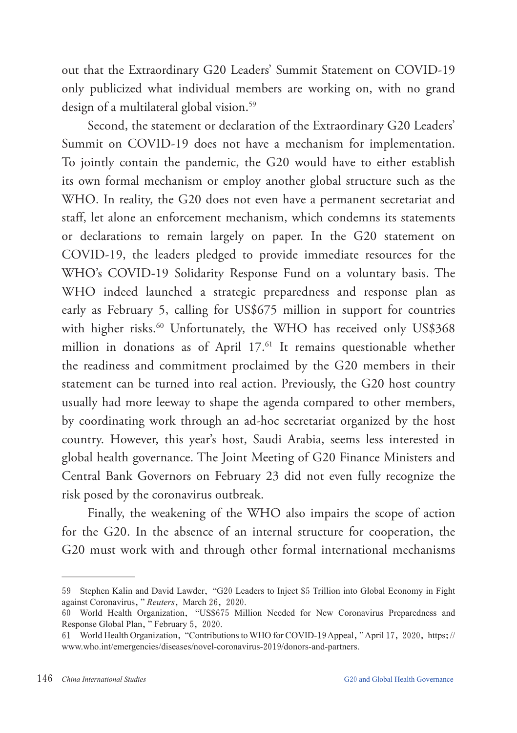out that the Extraordinary G20 Leaders' Summit Statement on COVID-19 only publicized what individual members are working on, with no grand design of a multilateral global vision.[59]

Second, the statement or declaration of the Extraordinary G20 Leaders' Summit on COVID-19 does not have a mechanism for implementation. To jointly contain the pandemic, the G20 would have to either establish its own formal mechanism or employ another global structure such as the WHO. In reality, the G20 does not even have a permanent secretariat and staff, let alone an enforcement mechanism, which condemns its statements or declarations to remain largely on paper. In the G20 statement on COVID-19, the leaders pledged to provide immediate resources for the WHO's COVID-19 Solidarity Response Fund on a voluntary basis. The WHO indeed launched a strategic preparedness and response plan as early as February 5, calling for US$675 million in support for countries with higher risks.[60] Unfortunately, the WHO has received only US$368 million in donations as of April 17.[61] It remains questionable whether the readiness and commitment proclaimed by the G20 members in their statement can be turned into real action. Previously, the G20 host country usually had more leeway to shape the agenda compared to other members, by coordinating work through an ad-hoc secretariat organized by the host country. However, this year's host, Saudi Arabia, seems less interested in global health governance. The Joint Meeting of G20 Finance Ministers and Central Bank Governors on February 23 did not even fully recognize the risk posed by the coronavirus outbreak.

Finally, the weakening of the WHO also impairs the scope of action for the G20. In the absence of an internal structure for cooperation, the G20 must work with and through other formal international mechanisms

---

59 Stephen Kalin and David Lawder, "G20 Leaders to Inject $5 Trillion into Global Economy in Fight against Coronavirus," *Reuters*, March 26, 2020.

60 World Health Organization, "US$675 Million Needed for New Coronavirus Preparedness and Response Global Plan," February 5, 2020.

61 World Health Organization, "Contributions to WHO for COVID-19 Appeal," April 17, 2020, https://www.who.int/emergencies/diseases/novel-coronavirus-2019/donors-and-partners.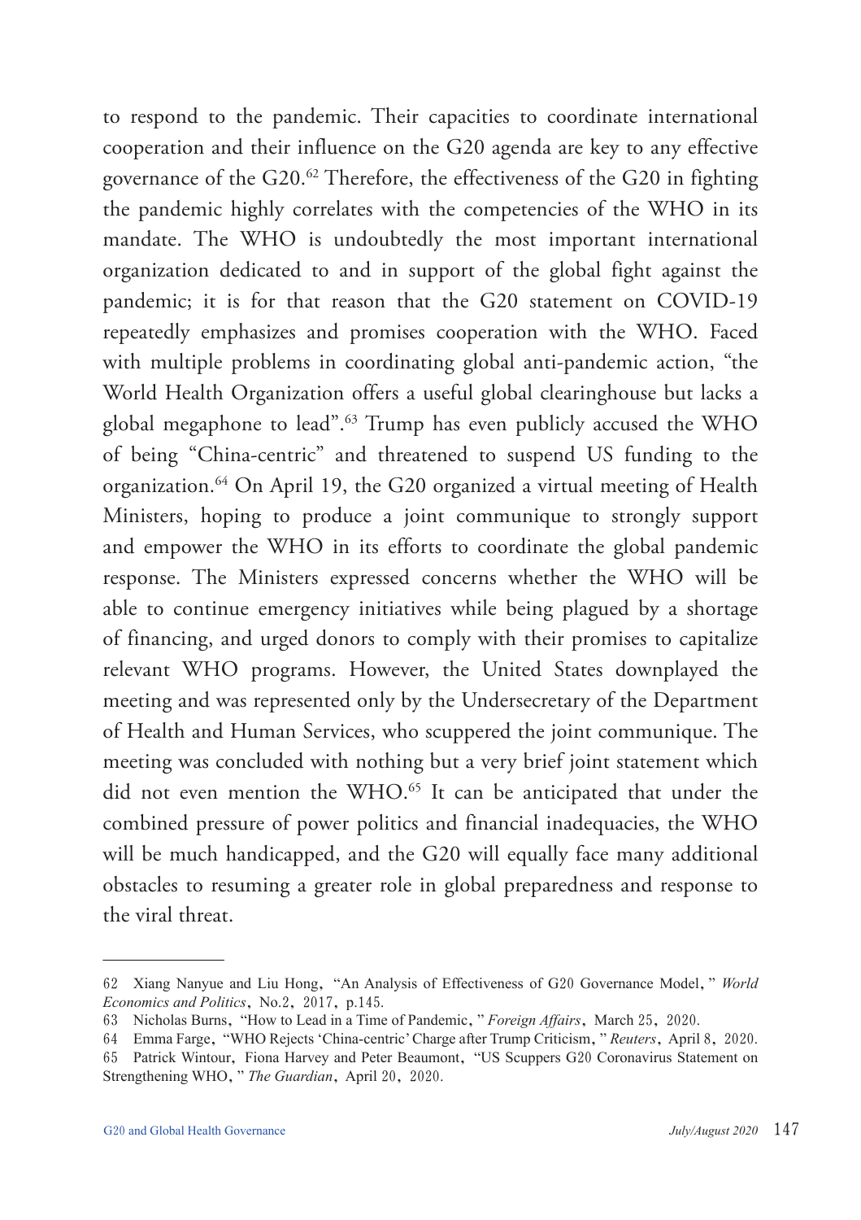to respond to the pandemic. Their capacities to coordinate international cooperation and their influence on the G20 agenda are key to any effective governance of the G20.[62] Therefore, the effectiveness of the G20 in fighting the pandemic highly correlates with the competencies of the WHO in its mandate. The WHO is undoubtedly the most important international organization dedicated to and in support of the global fight against the pandemic; it is for that reason that the G20 statement on COVID-19 repeatedly emphasizes and promises cooperation with the WHO. Faced with multiple problems in coordinating global anti-pandemic action, "the World Health Organization offers a useful global clearinghouse but lacks a global megaphone to lead".[63] Trump has even publicly accused the WHO of being "China-centric" and threatened to suspend US funding to the organization.[64] On April 19, the G20 organized a virtual meeting of Health Ministers, hoping to produce a joint communique to strongly support and empower the WHO in its efforts to coordinate the global pandemic response. The Ministers expressed concerns whether the WHO will be able to continue emergency initiatives while being plagued by a shortage of financing, and urged donors to comply with their promises to capitalize relevant WHO programs. However, the United States downplayed the meeting and was represented only by the Undersecretary of the Department of Health and Human Services, who scuppered the joint communique. The meeting was concluded with nothing but a very brief joint statement which did not even mention the WHO.[65] It can be anticipated that under the combined pressure of power politics and financial inadequacies, the WHO will be much handicapped, and the G20 will equally face many additional obstacles to resuming a greater role in global preparedness and response to the viral threat.

---

62 Xiang Nanyue and Liu Hong, "An Analysis of Effectiveness of G20 Governance Model," *World Economics and Politics*, No.2, 2017, p.145.

63 Nicholas Burns, "How to Lead in a Time of Pandemic," *Foreign Affairs*, March 25, 2020.

64 Emma Farge, "WHO Rejects 'China-centric' Charge after Trump Criticism," *Reuters*, April 8, 2020.

65 Patrick Wintour, Fiona Harvey and Peter Beaumont, "US Scuppers G20 Coronavirus Statement on Strengthening WHO," *The Guardian*, April 20, 2020.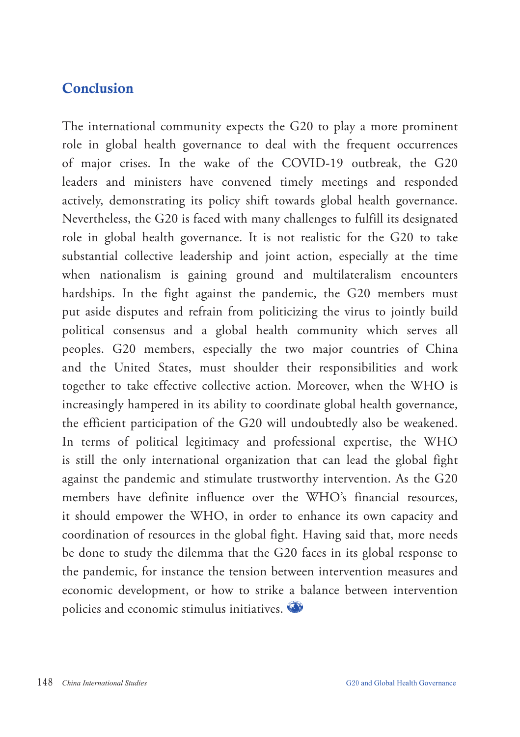## Conclusion

The international community expects the G20 to play a more prominent role in global health governance to deal with the frequent occurrences of major crises. In the wake of the COVID-19 outbreak, the G20 leaders and ministers have convened timely meetings and responded actively, demonstrating its policy shift towards global health governance. Nevertheless, the G20 is faced with many challenges to fulfill its designated role in global health governance. It is not realistic for the G20 to take substantial collective leadership and joint action, especially at the time when nationalism is gaining ground and multilateralism encounters hardships. In the fight against the pandemic, the G20 members must put aside disputes and refrain from politicizing the virus to jointly build political consensus and a global health community which serves all peoples. G20 members, especially the two major countries of China and the United States, must shoulder their responsibilities and work together to take effective collective action. Moreover, when the WHO is increasingly hampered in its ability to coordinate global health governance, the efficient participation of the G20 will undoubtedly also be weakened. In terms of political legitimacy and professional expertise, the WHO is still the only international organization that can lead the global fight against the pandemic and stimulate trustworthy intervention. As the G20 members have definite influence over the WHO's financial resources, it should empower the WHO, in order to enhance its own capacity and coordination of resources in the global fight. Having said that, more needs be done to study the dilemma that the G20 faces in its global response to the pandemic, for instance the tension between intervention measures and economic development, or how to strike a balance between intervention policies and economic stimulus initiatives.